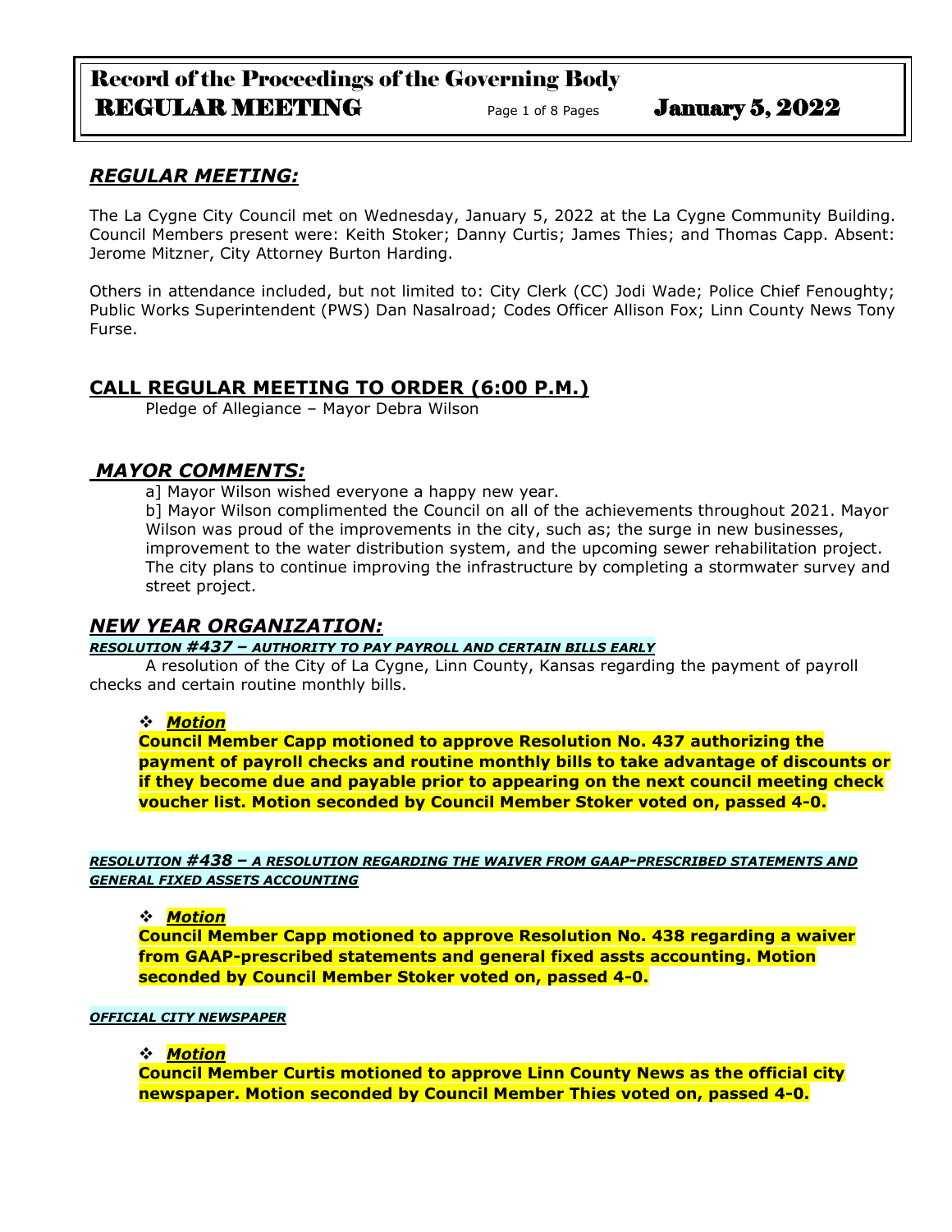## *REGULAR MEETING:*

The La Cygne City Council met on Wednesday, January 5, 2022 at the La Cygne Community Building. Council Members present were: Keith Stoker; Danny Curtis; James Thies; and Thomas Capp. Absent: Jerome Mitzner, City Attorney Burton Harding.

Others in attendance included, but not limited to: City Clerk (CC) Jodi Wade; Police Chief Fenoughty; Public Works Superintendent (PWS) Dan Nasalroad; Codes Officer Allison Fox; Linn County News Tony Furse.

## CALL REGULAR MEETING TO ORDER (6:00 P.M.)

Pledge of Allegiance – Mayor Debra Wilson

## *MAYOR COMMENTS:*

a] Mayor Wilson wished everyone a happy new year.

b] Mayor Wilson complimented the Council on all of the achievements throughout 2021. Mayor Wilson was proud of the improvements in the city, such as; the surge in new businesses, improvement to the water distribution system, and the upcoming sewer rehabilitation project. The city plans to continue improving the infrastructure by completing a stormwater survey and street project.

## *NEW YEAR ORGANIZATION:*

***RESOLUTION #437 – AUTHORITY TO PAY PAYROLL AND CERTAIN BILLS EARLY***

A resolution of the City of La Cygne, Linn County, Kansas regarding the payment of payroll checks and certain routine monthly bills.

❖ ***Motion***

**Council Member Capp motioned to approve Resolution No. 437 authorizing the payment of payroll checks and routine monthly bills to take advantage of discounts or if they become due and payable prior to appearing on the next council meeting check voucher list. Motion seconded by Council Member Stoker voted on, passed 4-0.**

***RESOLUTION #438 – A RESOLUTION REGARDING THE WAIVER FROM GAAP-PRESCRIBED STATEMENTS AND GENERAL FIXED ASSETS ACCOUNTING***

❖ ***Motion***

**Council Member Capp motioned to approve Resolution No. 438 regarding a waiver from GAAP-prescribed statements and general fixed assts accounting. Motion seconded by Council Member Stoker voted on, passed 4-0.**

***OFFICIAL CITY NEWSPAPER***

❖ ***Motion***

**Council Member Curtis motioned to approve Linn County News as the official city newspaper. Motion seconded by Council Member Thies voted on, passed 4-0.**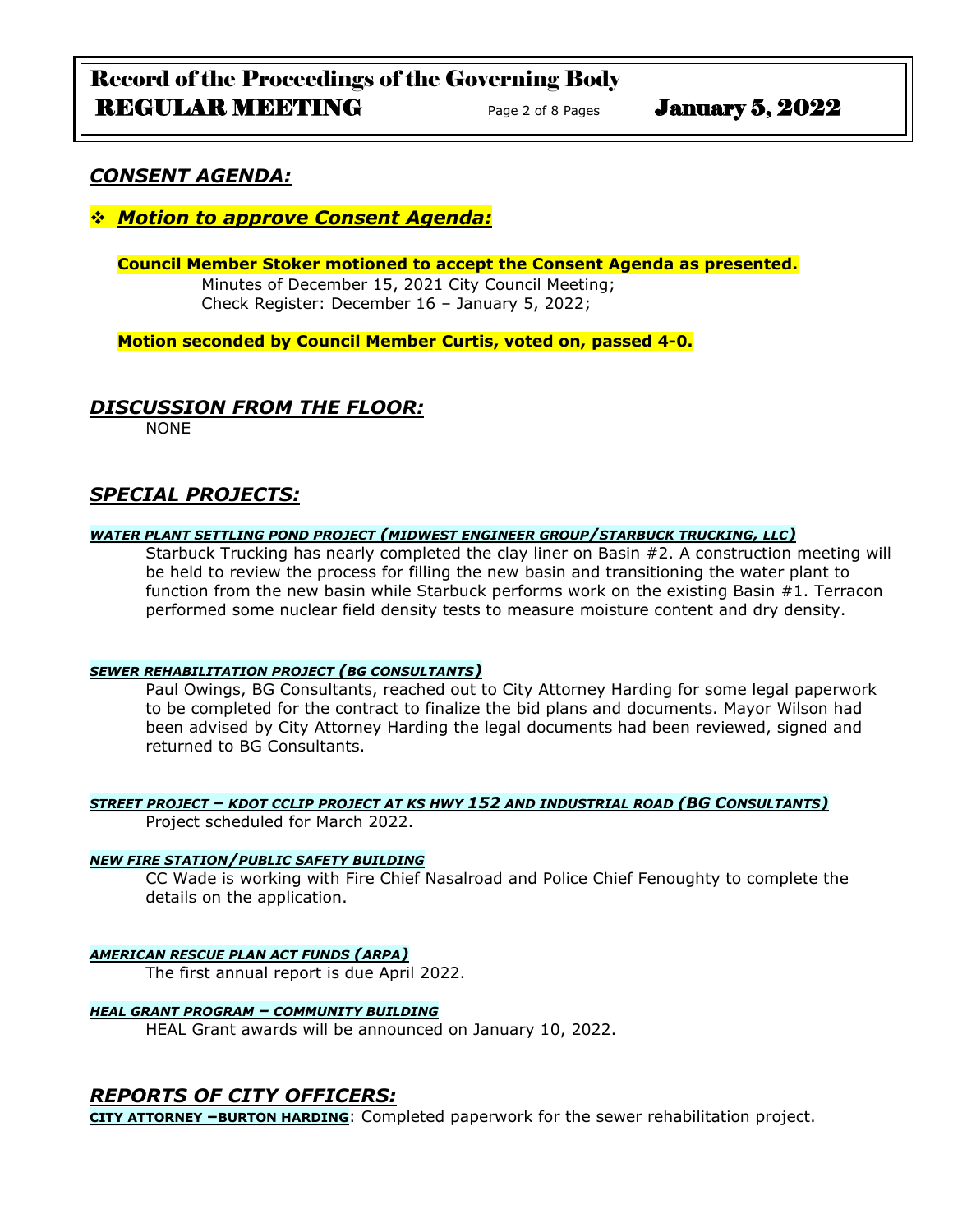## *CONSENT AGENDA:*

❖ ***Motion to approve Consent Agenda:***

**Council Member Stoker motioned to accept the Consent Agenda as presented.**

Minutes of December 15, 2021 City Council Meeting;
Check Register: December 16 – January 5, 2022;

**Motion seconded by Council Member Curtis, voted on, passed 4-0.**

## *DISCUSSION FROM THE FLOOR:*

NONE

## *SPECIAL PROJECTS:*

***WATER PLANT SETTLING POND PROJECT (MIDWEST ENGINEER GROUP/STARBUCK TRUCKING, LLC)***

Starbuck Trucking has nearly completed the clay liner on Basin #2. A construction meeting will be held to review the process for filling the new basin and transitioning the water plant to function from the new basin while Starbuck performs work on the existing Basin #1. Terracon performed some nuclear field density tests to measure moisture content and dry density.

***SEWER REHABILITATION PROJECT (BG CONSULTANTS)***

Paul Owings, BG Consultants, reached out to City Attorney Harding for some legal paperwork to be completed for the contract to finalize the bid plans and documents. Mayor Wilson had been advised by City Attorney Harding the legal documents had been reviewed, signed and returned to BG Consultants.

***STREET PROJECT – KDOT CCLIP PROJECT AT KS HWY 152 AND INDUSTRIAL ROAD (BG CONSULTANTS)***

Project scheduled for March 2022.

***NEW FIRE STATION/PUBLIC SAFETY BUILDING***

CC Wade is working with Fire Chief Nasalroad and Police Chief Fenoughty to complete the details on the application.

***AMERICAN RESCUE PLAN ACT FUNDS (ARPA)***

The first annual report is due April 2022.

***HEAL GRANT PROGRAM – COMMUNITY BUILDING***

HEAL Grant awards will be announced on January 10, 2022.

## *REPORTS OF CITY OFFICERS:*

**CITY ATTORNEY –BURTON HARDING**: Completed paperwork for the sewer rehabilitation project.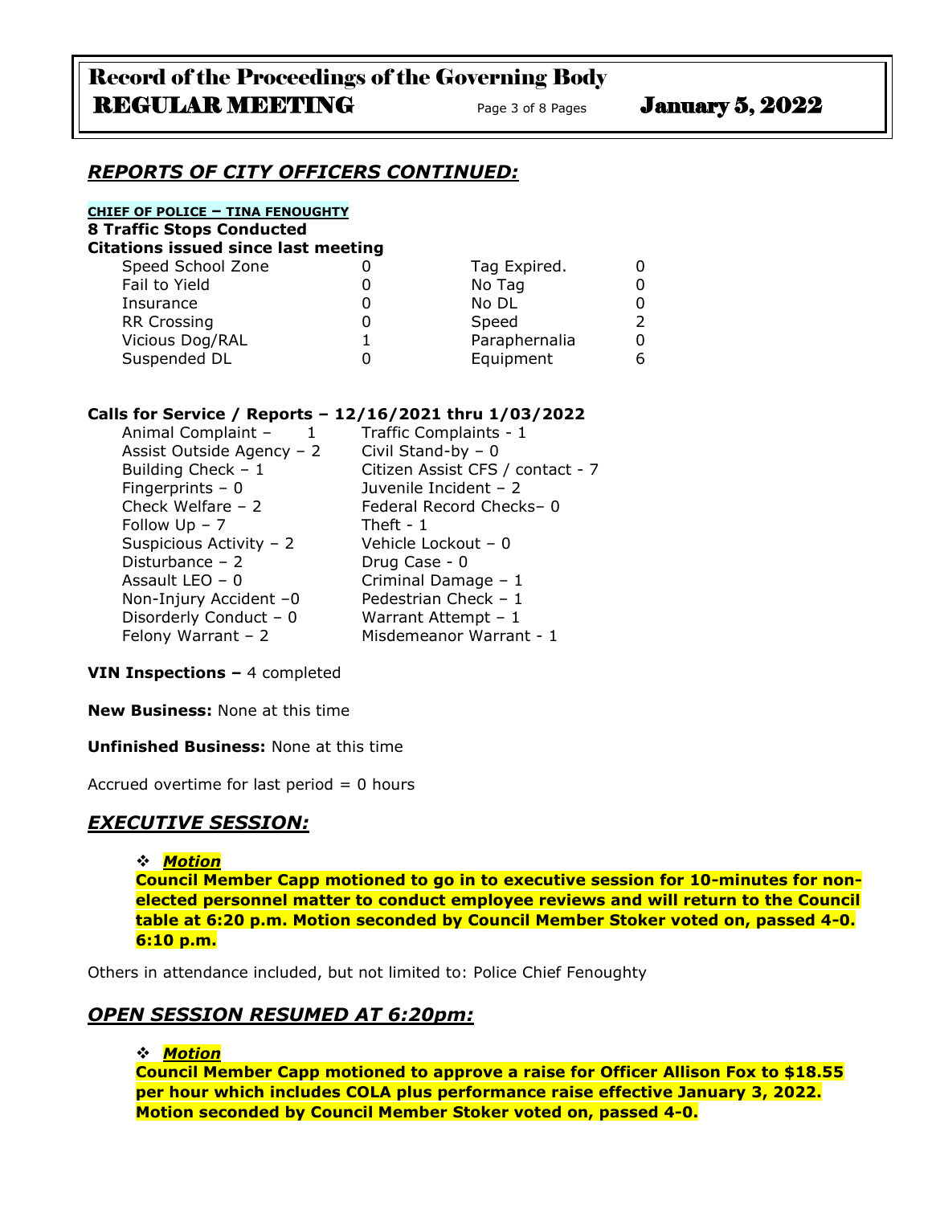## *REPORTS OF CITY OFFICERS CONTINUED:*

**CHIEF OF POLICE – TINA FENOUGHTY**

**8 Traffic Stops Conducted**

**Citations issued since last meeting**

| | | | |
|---|---|---|---|
| Speed School Zone | 0 | Tag Expired. | 0 |
| Fail to Yield | 0 | No Tag | 0 |
| Insurance | 0 | No DL | 0 |
| RR Crossing | 0 | Speed | 2 |
| Vicious Dog/RAL | 1 | Paraphernalia | 0 |
| Suspended DL | 0 | Equipment | 6 |

**Calls for Service / Reports – 12/16/2021 thru 1/03/2022**

| | |
|---|---|
| Animal Complaint – 1 | Traffic Complaints - 1 |
| Assist Outside Agency – 2 | Civil Stand-by – 0 |
| Building Check – 1 | Citizen Assist CFS / contact - 7 |
| Fingerprints – 0 | Juvenile Incident – 2 |
| Check Welfare – 2 | Federal Record Checks– 0 |
| Follow Up – 7 | Theft - 1 |
| Suspicious Activity – 2 | Vehicle Lockout – 0 |
| Disturbance – 2 | Drug Case - 0 |
| Assault LEO – 0 | Criminal Damage – 1 |
| Non-Injury Accident –0 | Pedestrian Check – 1 |
| Disorderly Conduct – 0 | Warrant Attempt – 1 |
| Felony Warrant – 2 | Misdemeanor Warrant - 1 |

**VIN Inspections –** 4 completed

**New Business:** None at this time

**Unfinished Business:** None at this time

Accrued overtime for last period = 0 hours

## *EXECUTIVE SESSION:*

- ***Motion***

  **Council Member Capp motioned to go in to executive session for 10-minutes for non-elected personnel matter to conduct employee reviews and will return to the Council table at 6:20 p.m. Motion seconded by Council Member Stoker voted on, passed 4-0. 6:10 p.m.**

Others in attendance included, but not limited to: Police Chief Fenoughty

## *OPEN SESSION RESUMED AT 6:20pm:*

- ***Motion***

  **Council Member Capp motioned to approve a raise for Officer Allison Fox to $18.55 per hour which includes COLA plus performance raise effective January 3, 2022. Motion seconded by Council Member Stoker voted on, passed 4-0.**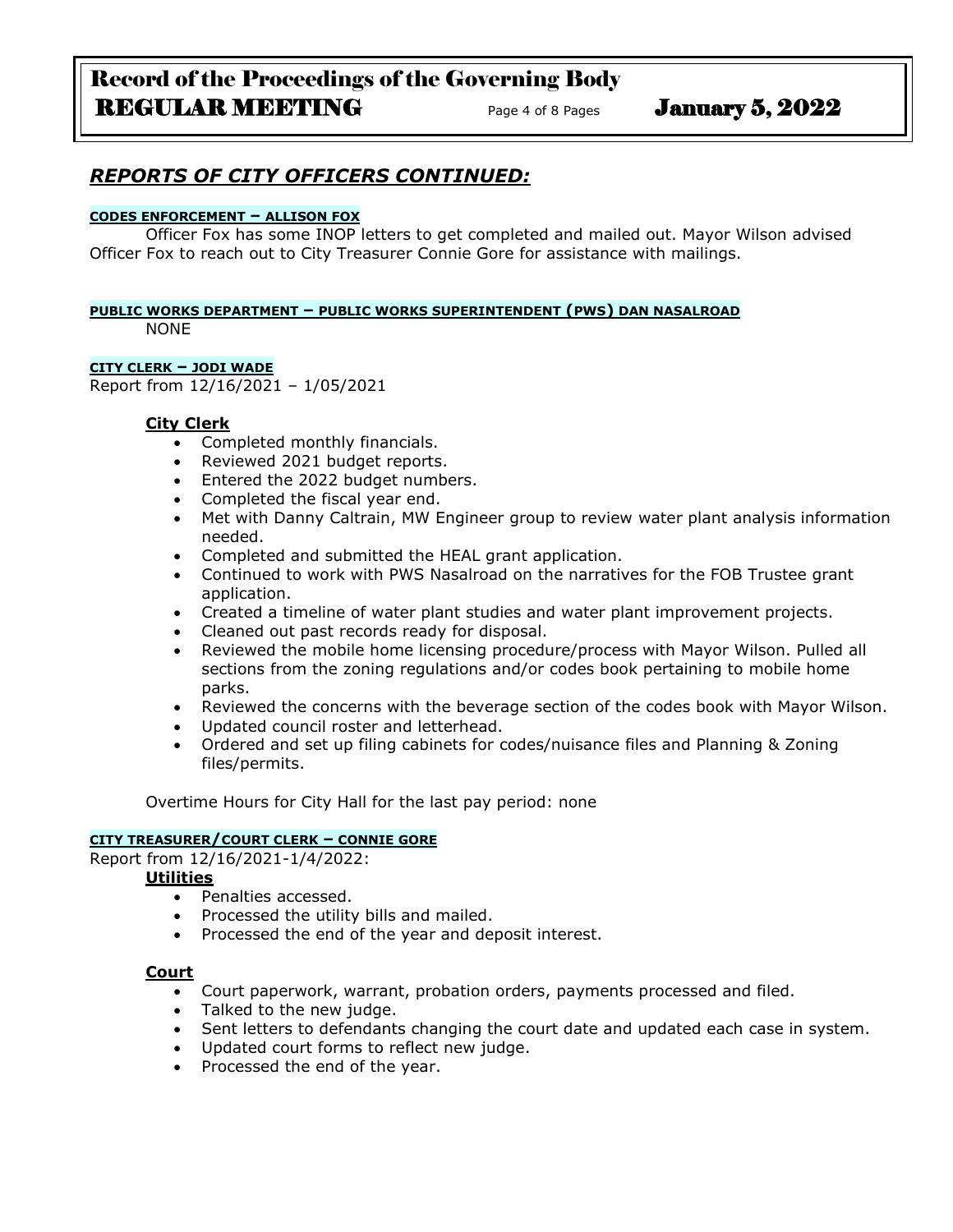## *REPORTS OF CITY OFFICERS CONTINUED:*

**CODES ENFORCEMENT – ALLISON FOX**

Officer Fox has some INOP letters to get completed and mailed out. Mayor Wilson advised Officer Fox to reach out to City Treasurer Connie Gore for assistance with mailings.

**PUBLIC WORKS DEPARTMENT – PUBLIC WORKS SUPERINTENDENT (PWS) DAN NASALROAD**

NONE

**CITY CLERK – JODI WADE**

Report from 12/16/2021 – 1/05/2021

**City Clerk**

- Completed monthly financials.
- Reviewed 2021 budget reports.
- Entered the 2022 budget numbers.
- Completed the fiscal year end.
- Met with Danny Caltrain, MW Engineer group to review water plant analysis information needed.
- Completed and submitted the HEAL grant application.
- Continued to work with PWS Nasalroad on the narratives for the FOB Trustee grant application.
- Created a timeline of water plant studies and water plant improvement projects.
- Cleaned out past records ready for disposal.
- Reviewed the mobile home licensing procedure/process with Mayor Wilson. Pulled all sections from the zoning regulations and/or codes book pertaining to mobile home parks.
- Reviewed the concerns with the beverage section of the codes book with Mayor Wilson.
- Updated council roster and letterhead.
- Ordered and set up filing cabinets for codes/nuisance files and Planning & Zoning files/permits.

Overtime Hours for City Hall for the last pay period: none

**CITY TREASURER/COURT CLERK – CONNIE GORE**

Report from 12/16/2021-1/4/2022:

**Utilities**

- Penalties accessed.
- Processed the utility bills and mailed.
- Processed the end of the year and deposit interest.

**Court**

- Court paperwork, warrant, probation orders, payments processed and filed.
- Talked to the new judge.
- Sent letters to defendants changing the court date and updated each case in system.
- Updated court forms to reflect new judge.
- Processed the end of the year.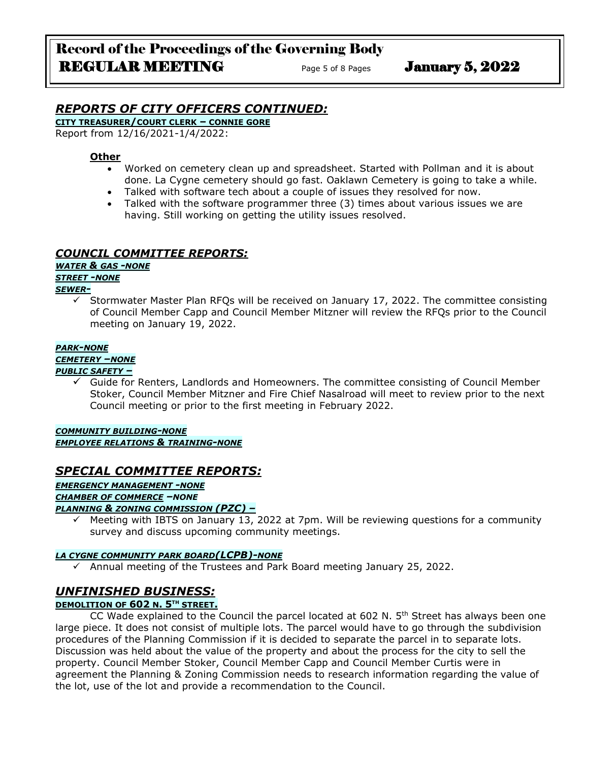## *REPORTS OF CITY OFFICERS CONTINUED:*

**CITY TREASURER/COURT CLERK – CONNIE GORE**

Report from 12/16/2021-1/4/2022:

**Other**

- Worked on cemetery clean up and spreadsheet. Started with Pollman and it is about done. La Cygne cemetery should go fast. Oaklawn Cemetery is going to take a while.
- Talked with software tech about a couple of issues they resolved for now.
- Talked with the software programmer three (3) times about various issues we are having. Still working on getting the utility issues resolved.

## *COUNCIL COMMITTEE REPORTS:*

***WATER & GAS -NONE***

***STREET -NONE***

***SEWER-***

- ✓ Stormwater Master Plan RFQs will be received on January 17, 2022. The committee consisting of Council Member Capp and Council Member Mitzner will review the RFQs prior to the Council meeting on January 19, 2022.

***PARK-NONE***

***CEMETERY –NONE***

***PUBLIC SAFETY –***

- ✓ Guide for Renters, Landlords and Homeowners. The committee consisting of Council Member Stoker, Council Member Mitzner and Fire Chief Nasalroad will meet to review prior to the next Council meeting or prior to the first meeting in February 2022.

***COMMUNITY BUILDING-NONE***

***EMPLOYEE RELATIONS & TRAINING-NONE***

## *SPECIAL COMMITTEE REPORTS:*

***EMERGENCY MANAGEMENT -NONE***

***CHAMBER OF COMMERCE –NONE***

***PLANNING & ZONING COMMISSION (PZC) –***

- ✓ Meeting with IBTS on January 13, 2022 at 7pm. Will be reviewing questions for a community survey and discuss upcoming community meetings.

***LA CYGNE COMMUNITY PARK BOARD(LCPB)-NONE***

- ✓ Annual meeting of the Trustees and Park Board meeting January 25, 2022.

## *UNFINISHED BUSINESS:*

**DEMOLITION OF 602 N. 5TH STREET.**

CC Wade explained to the Council the parcel located at 602 N. 5th Street has always been one large piece. It does not consist of multiple lots. The parcel would have to go through the subdivision procedures of the Planning Commission if it is decided to separate the parcel in to separate lots. Discussion was held about the value of the property and about the process for the city to sell the property. Council Member Stoker, Council Member Capp and Council Member Curtis were in agreement the Planning & Zoning Commission needs to research information regarding the value of the lot, use of the lot and provide a recommendation to the Council.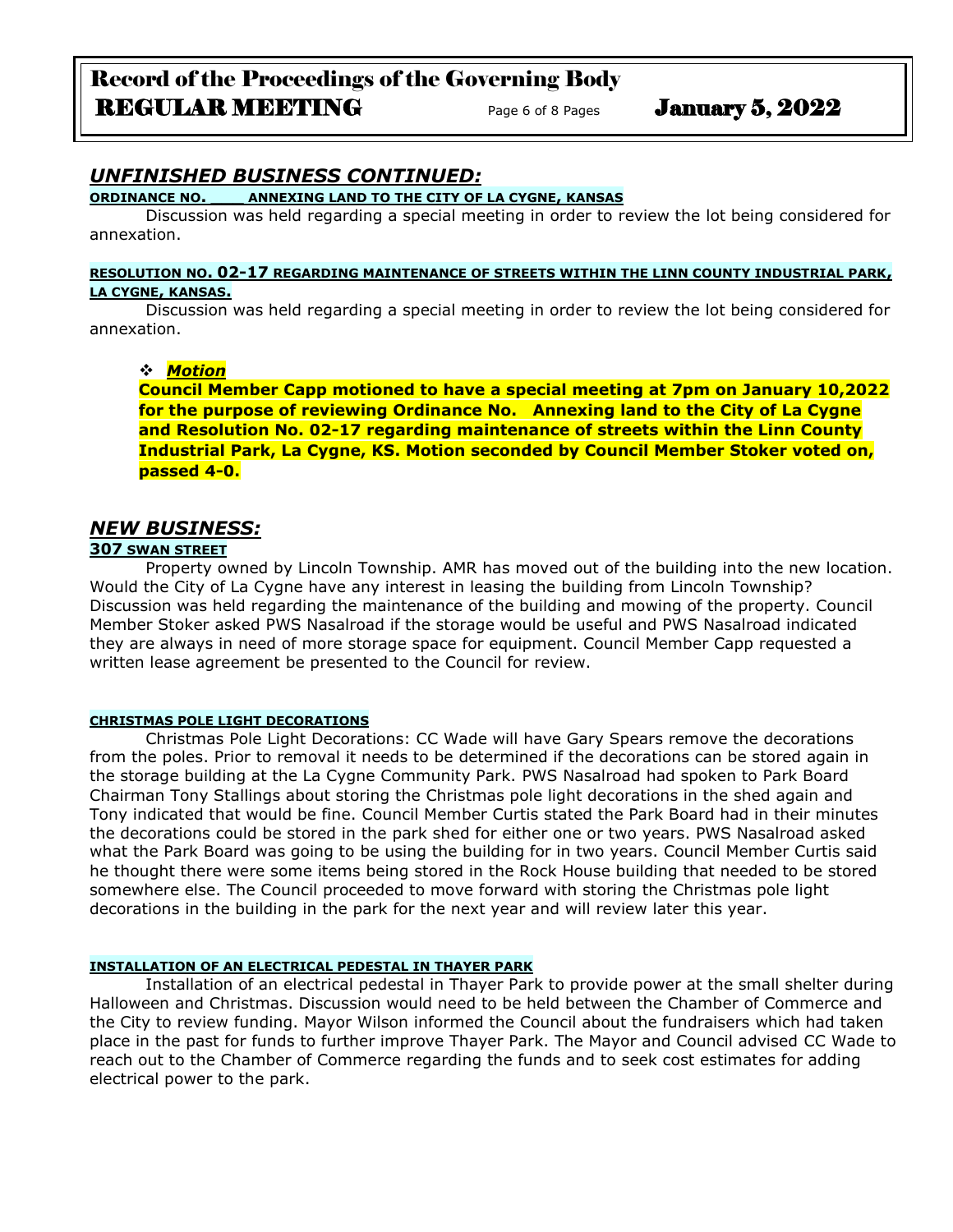## *UNFINISHED BUSINESS CONTINUED:*

**ORDINANCE NO. \_\_\_\_ ANNEXING LAND TO THE CITY OF LA CYGNE, KANSAS**

Discussion was held regarding a special meeting in order to review the lot being considered for annexation.

**RESOLUTION NO. 02-17 REGARDING MAINTENANCE OF STREETS WITHIN THE LINN COUNTY INDUSTRIAL PARK, LA CYGNE, KANSAS.**

Discussion was held regarding a special meeting in order to review the lot being considered for annexation.

- ***Motion***

**Council Member Capp motioned to have a special meeting at 7pm on January 10,2022 for the purpose of reviewing Ordinance No. Annexing land to the City of La Cygne and Resolution No. 02-17 regarding maintenance of streets within the Linn County Industrial Park, La Cygne, KS. Motion seconded by Council Member Stoker voted on, passed 4-0.**

## *NEW BUSINESS:*

**307 SWAN STREET**

Property owned by Lincoln Township. AMR has moved out of the building into the new location. Would the City of La Cygne have any interest in leasing the building from Lincoln Township? Discussion was held regarding the maintenance of the building and mowing of the property. Council Member Stoker asked PWS Nasalroad if the storage would be useful and PWS Nasalroad indicated they are always in need of more storage space for equipment. Council Member Capp requested a written lease agreement be presented to the Council for review.

**CHRISTMAS POLE LIGHT DECORATIONS**

Christmas Pole Light Decorations: CC Wade will have Gary Spears remove the decorations from the poles. Prior to removal it needs to be determined if the decorations can be stored again in the storage building at the La Cygne Community Park. PWS Nasalroad had spoken to Park Board Chairman Tony Stallings about storing the Christmas pole light decorations in the shed again and Tony indicated that would be fine. Council Member Curtis stated the Park Board had in their minutes the decorations could be stored in the park shed for either one or two years. PWS Nasalroad asked what the Park Board was going to be using the building for in two years. Council Member Curtis said he thought there were some items being stored in the Rock House building that needed to be stored somewhere else. The Council proceeded to move forward with storing the Christmas pole light decorations in the building in the park for the next year and will review later this year.

**INSTALLATION OF AN ELECTRICAL PEDESTAL IN THAYER PARK**

Installation of an electrical pedestal in Thayer Park to provide power at the small shelter during Halloween and Christmas. Discussion would need to be held between the Chamber of Commerce and the City to review funding. Mayor Wilson informed the Council about the fundraisers which had taken place in the past for funds to further improve Thayer Park. The Mayor and Council advised CC Wade to reach out to the Chamber of Commerce regarding the funds and to seek cost estimates for adding electrical power to the park.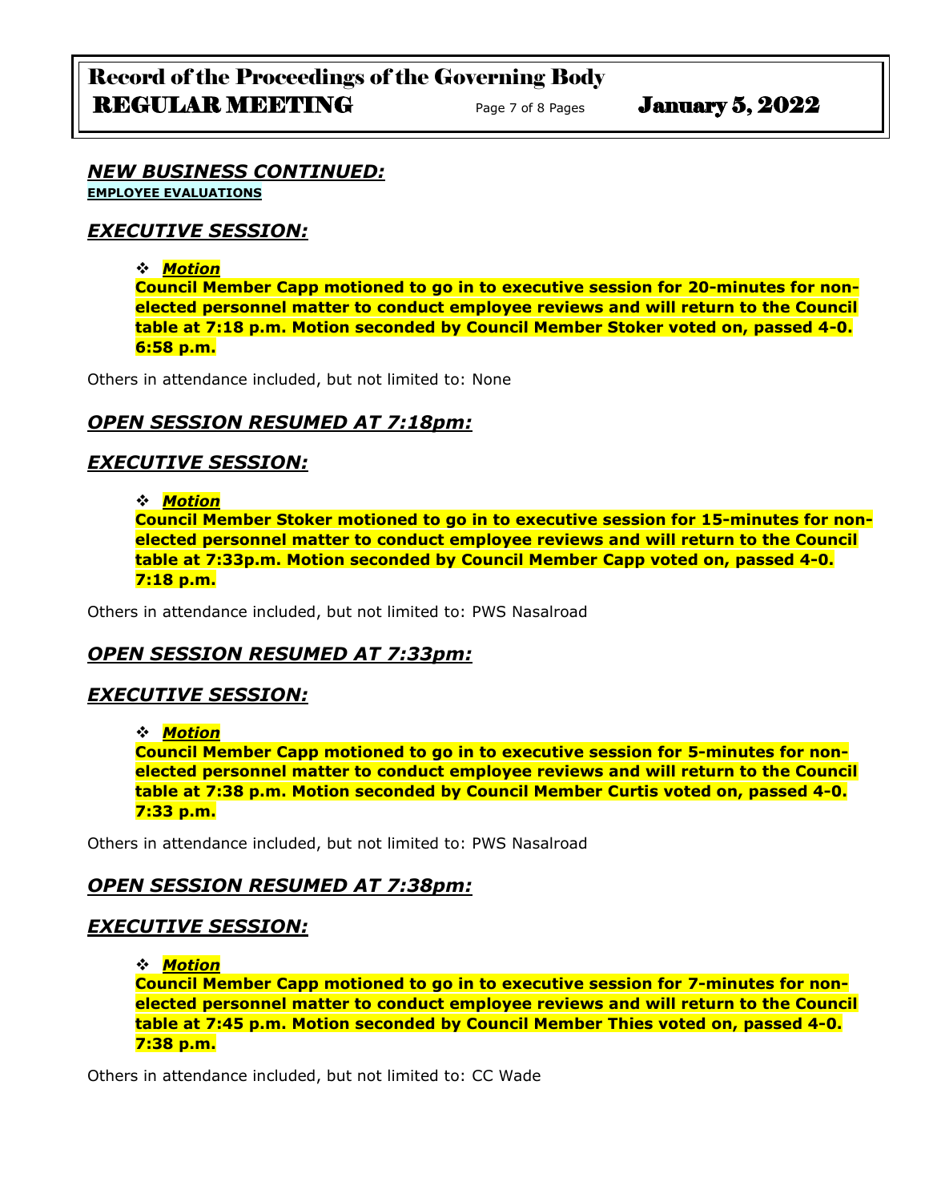## *NEW BUSINESS CONTINUED:*

**EMPLOYEE EVALUATIONS**

## *EXECUTIVE SESSION:*

- ***Motion***

**Council Member Capp motioned to go in to executive session for 20-minutes for non-elected personnel matter to conduct employee reviews and will return to the Council table at 7:18 p.m. Motion seconded by Council Member Stoker voted on, passed 4-0. 6:58 p.m.**

Others in attendance included, but not limited to: None

## *OPEN SESSION RESUMED AT 7:18pm:*

## *EXECUTIVE SESSION:*

- ***Motion***

**Council Member Stoker motioned to go in to executive session for 15-minutes for non-elected personnel matter to conduct employee reviews and will return to the Council table at 7:33p.m. Motion seconded by Council Member Capp voted on, passed 4-0. 7:18 p.m.**

Others in attendance included, but not limited to: PWS Nasalroad

## *OPEN SESSION RESUMED AT 7:33pm:*

## *EXECUTIVE SESSION:*

- ***Motion***

**Council Member Capp motioned to go in to executive session for 5-minutes for non-elected personnel matter to conduct employee reviews and will return to the Council table at 7:38 p.m. Motion seconded by Council Member Curtis voted on, passed 4-0. 7:33 p.m.**

Others in attendance included, but not limited to: PWS Nasalroad

## *OPEN SESSION RESUMED AT 7:38pm:*

## *EXECUTIVE SESSION:*

- ***Motion***

**Council Member Capp motioned to go in to executive session for 7-minutes for non-elected personnel matter to conduct employee reviews and will return to the Council table at 7:45 p.m. Motion seconded by Council Member Thies voted on, passed 4-0. 7:38 p.m.**

Others in attendance included, but not limited to: CC Wade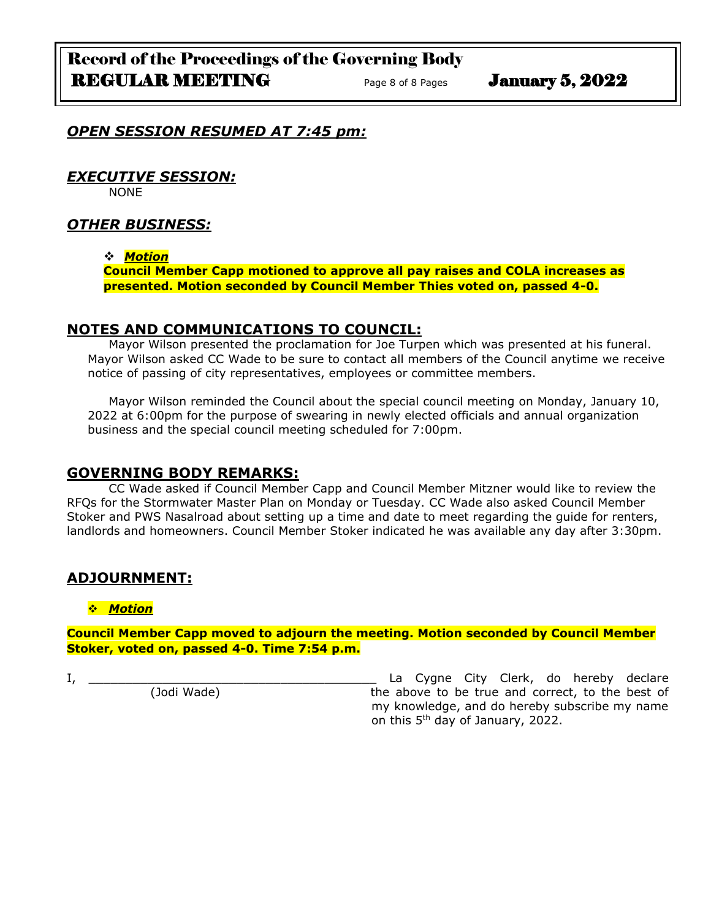## *OPEN SESSION RESUMED AT 7:45 pm:*

## *EXECUTIVE SESSION:*

NONE

## *OTHER BUSINESS:*

- ***Motion***

**Council Member Capp motioned to approve all pay raises and COLA increases as presented. Motion seconded by Council Member Thies voted on, passed 4-0.**

## **NOTES AND COMMUNICATIONS TO COUNCIL:**

Mayor Wilson presented the proclamation for Joe Turpen which was presented at his funeral. Mayor Wilson asked CC Wade to be sure to contact all members of the Council anytime we receive notice of passing of city representatives, employees or committee members.

Mayor Wilson reminded the Council about the special council meeting on Monday, January 10, 2022 at 6:00pm for the purpose of swearing in newly elected officials and annual organization business and the special council meeting scheduled for 7:00pm.

## **GOVERNING BODY REMARKS:**

CC Wade asked if Council Member Capp and Council Member Mitzner would like to review the RFQs for the Stormwater Master Plan on Monday or Tuesday. CC Wade also asked Council Member Stoker and PWS Nasalroad about setting up a time and date to meet regarding the guide for renters, landlords and homeowners. Council Member Stoker indicated he was available any day after 3:30pm.

## **ADJOURNMENT:**

- ***Motion***

**Council Member Capp moved to adjourn the meeting. Motion seconded by Council Member Stoker, voted on, passed 4-0. Time 7:54 p.m.**

I, ________________________________________ La Cygne City Clerk, do hereby declare the above to be true and correct, to the best of my knowledge, and do hereby subscribe my name on this 5th day of January, 2022.

(Jodi Wade)